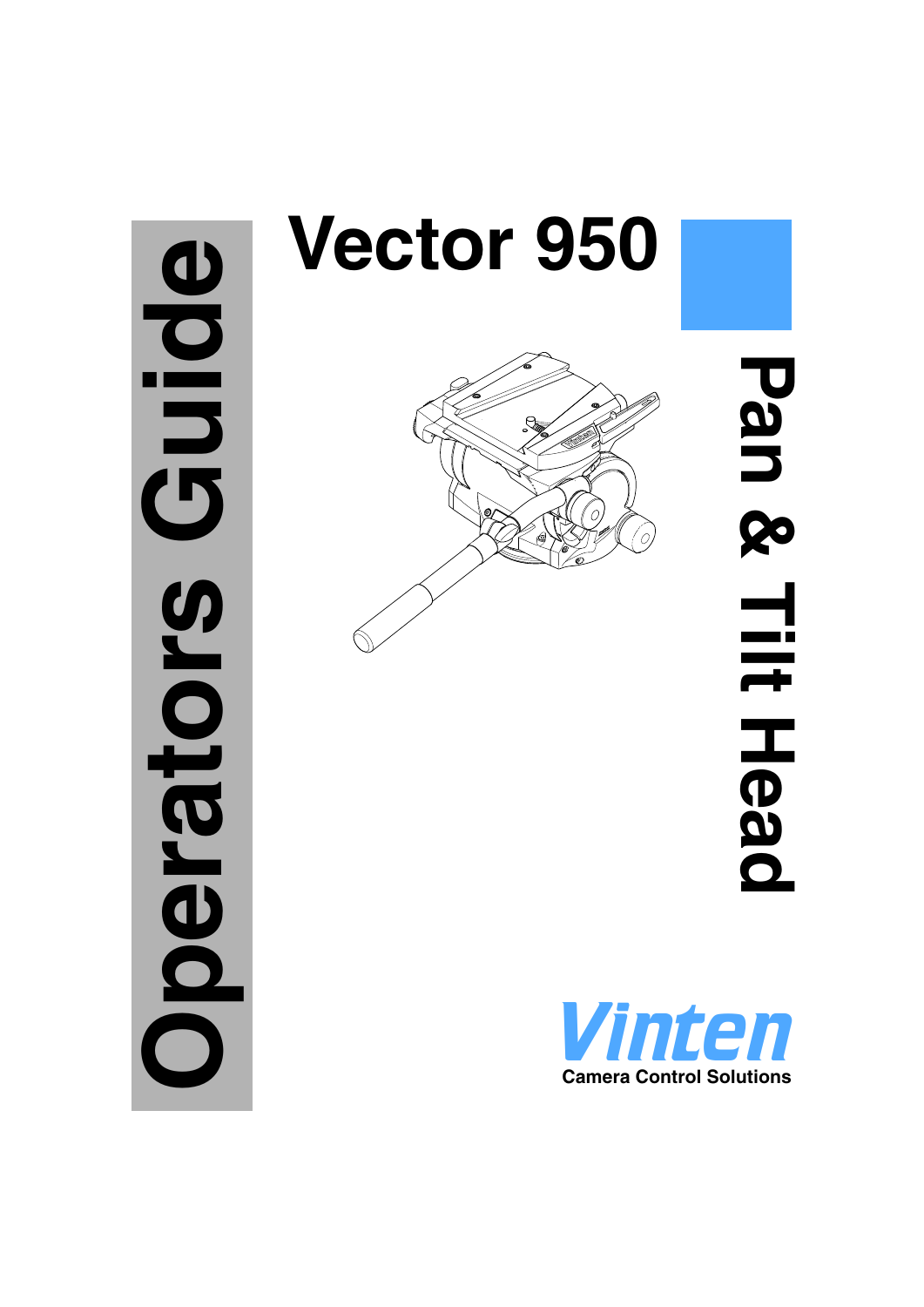# Vector 950

# Pan & Tilt Head

# Operators Guide

Vinten

Camera Control Solutions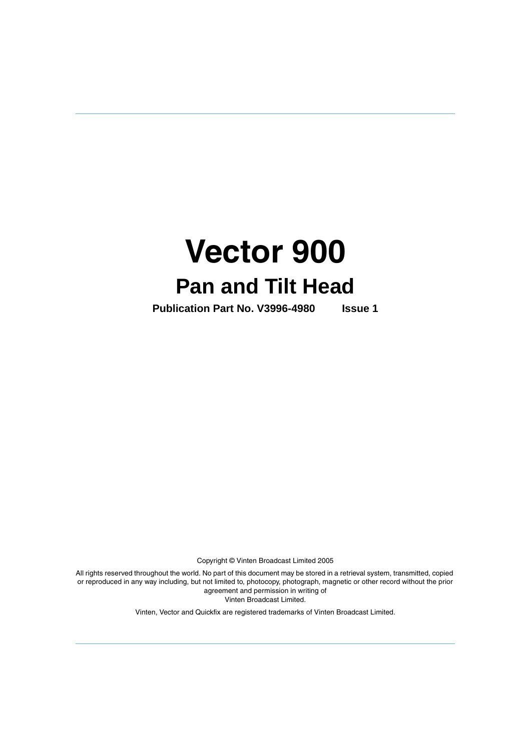# Vector 900

## Pan and Tilt Head

**Publication Part No. V3996-4980 Issue 1**

Copyright © Vinten Broadcast Limited 2005

All rights reserved throughout the world. No part of this document may be stored in a retrieval system, transmitted, copied or reproduced in any way including, but not limited to, photocopy, photograph, magnetic or other record without the prior agreement and permission in writing of
Vinten Broadcast Limited.

Vinten, Vector and Quickfix are registered trademarks of Vinten Broadcast Limited.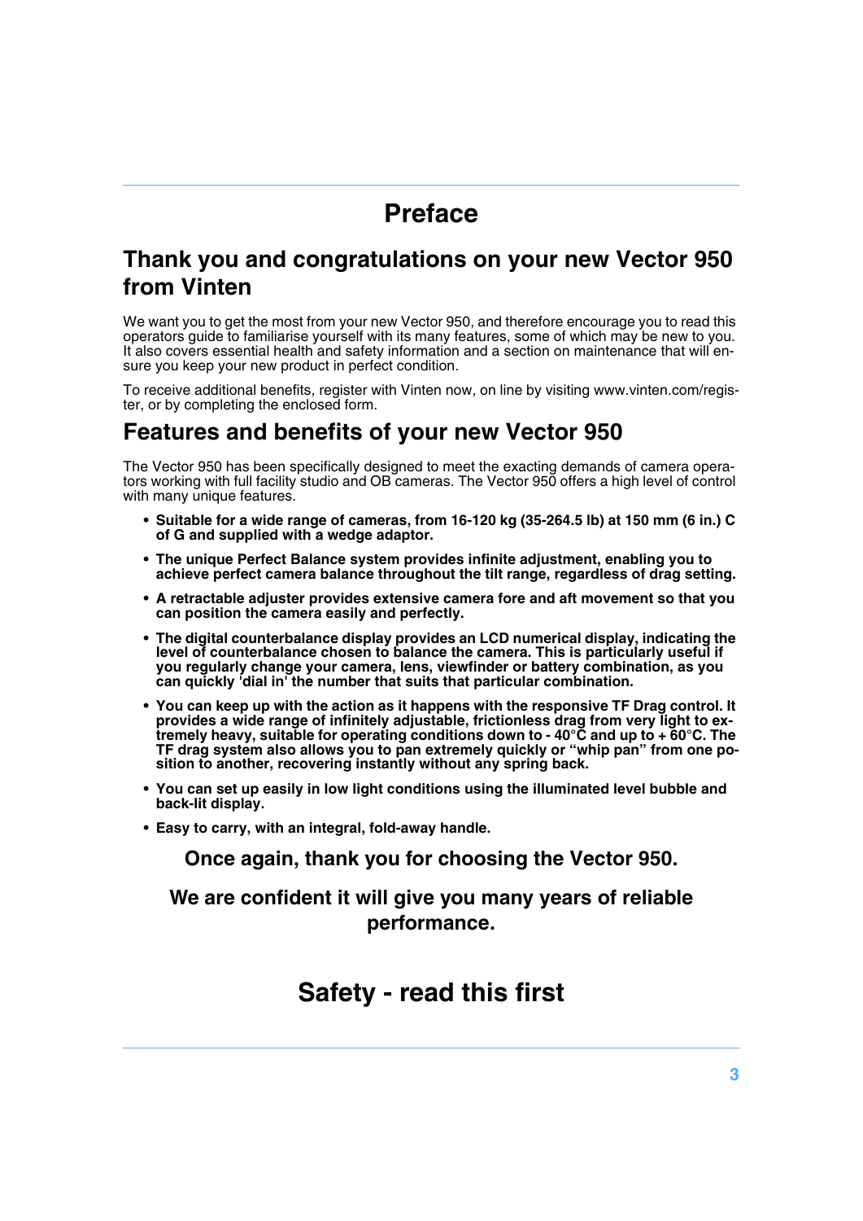# Preface

## Thank you and congratulations on your new Vector 950 from Vinten

We want you to get the most from your new Vector 950, and therefore encourage you to read this operators guide to familiarise yourself with its many features, some of which may be new to you. It also covers essential health and safety information and a section on maintenance that will ensure you keep your new product in perfect condition.

To receive additional benefits, register with Vinten now, on line by visiting www.vinten.com/register, or by completing the enclosed form.

## Features and benefits of your new Vector 950

The Vector 950 has been specifically designed to meet the exacting demands of camera operators working with full facility studio and OB cameras. The Vector 950 offers a high level of control with many unique features.

- **Suitable for a wide range of cameras, from 16-120 kg (35-264.5 lb) at 150 mm (6 in.) C of G and supplied with a wedge adaptor.**
- **The unique Perfect Balance system provides infinite adjustment, enabling you to achieve perfect camera balance throughout the tilt range, regardless of drag setting.**
- **A retractable adjuster provides extensive camera fore and aft movement so that you can position the camera easily and perfectly.**
- **The digital counterbalance display provides an LCD numerical display, indicating the level of counterbalance chosen to balance the camera. This is particularly useful if you regularly change your camera, lens, viewfinder or battery combination, as you can quickly 'dial in' the number that suits that particular combination.**
- **You can keep up with the action as it happens with the responsive TF Drag control. It provides a wide range of infinitely adjustable, frictionless drag from very light to extremely heavy, suitable for operating conditions down to - 40°C and up to + 60°C. The TF drag system also allows you to pan extremely quickly or "whip pan" from one position to another, recovering instantly without any spring back.**
- **You can set up easily in low light conditions using the illuminated level bubble and back-lit display.**
- **Easy to carry, with an integral, fold-away handle.**

**Once again, thank you for choosing the Vector 950.**

**We are confident it will give you many years of reliable performance.**

# Safety - read this first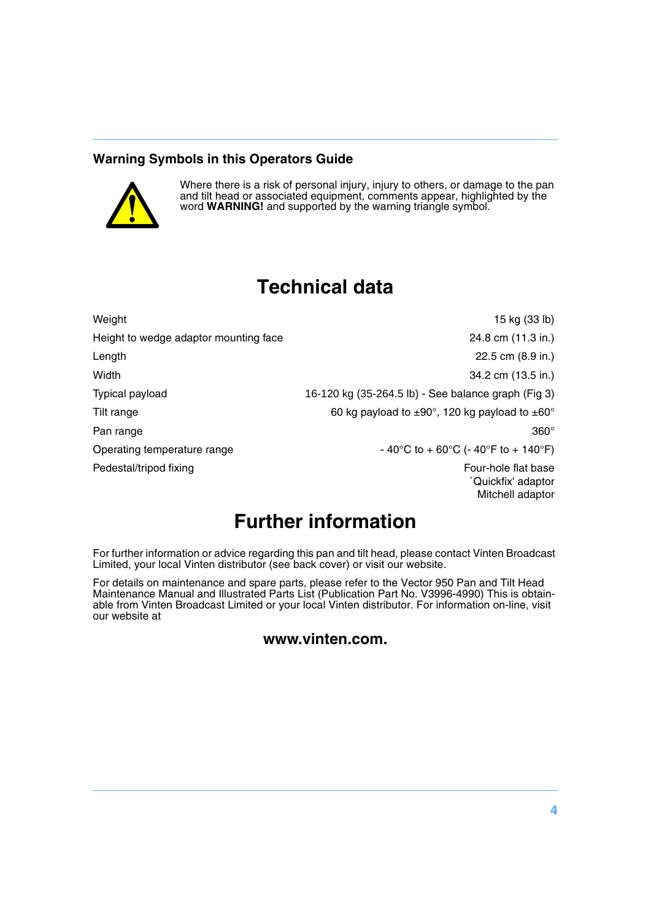### Warning Symbols in this Operators Guide

Where there is a risk of personal injury, injury to others, or damage to the pan and tilt head or associated equipment, comments appear, highlighted by the word **WARNING!** and supported by the warning triangle symbol.

# Technical data

| | |
|---|---|
| Weight | 15 kg (33 lb) |
| Height to wedge adaptor mounting face | 24.8 cm (11.3 in.) |
| Length | 22.5 cm (8.9 in.) |
| Width | 34.2 cm (13.5 in.) |
| Typical payload | 16-120 kg (35-264.5 lb) - See balance graph (Fig 3) |
| Tilt range | 60 kg payload to ±90°, 120 kg payload to ±60° |
| Pan range | 360° |
| Operating temperature range | - 40°C to + 60°C (- 40°F to + 140°F) |
| Pedestal/tripod fixing | Four-hole flat base<br>`Quickfix' adaptor<br>Mitchell adaptor |

# Further information

For further information or advice regarding this pan and tilt head, please contact Vinten Broadcast Limited, your local Vinten distributor (see back cover) or visit our website.

For details on maintenance and spare parts, please refer to the Vector 950 Pan and Tilt Head Maintenance Manual and Illustrated Parts List (Publication Part No. V3996-4990) This is obtainable from Vinten Broadcast Limited or your local Vinten distributor. For information on-line, visit our website at

**www.vinten.com.**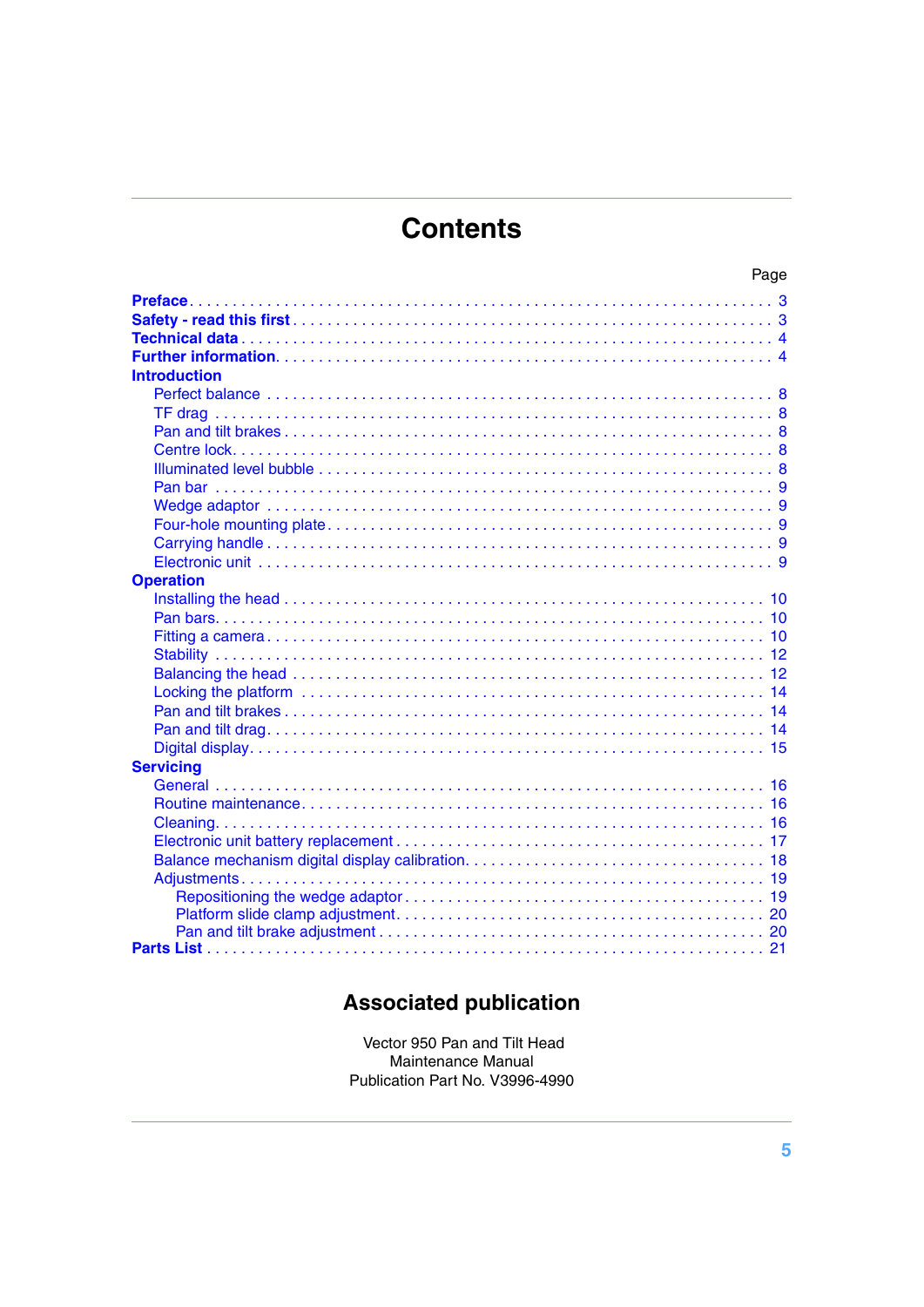# Contents

| | Page |
|---|---|
| **Preface** | 3 |
| **Safety - read this first** | 3 |
| **Technical data** | 4 |
| **Further information** | 4 |
| **Introduction** | |
| Perfect balance | 8 |
| TF drag | 8 |
| Pan and tilt brakes | 8 |
| Centre lock | 8 |
| Illuminated level bubble | 8 |
| Pan bar | 9 |
| Wedge adaptor | 9 |
| Four-hole mounting plate | 9 |
| Carrying handle | 9 |
| Electronic unit | 9 |
| **Operation** | |
| Installing the head | 10 |
| Pan bars | 10 |
| Fitting a camera | 10 |
| Stability | 12 |
| Balancing the head | 12 |
| Locking the platform | 14 |
| Pan and tilt brakes | 14 |
| Pan and tilt drag | 14 |
| Digital display | 15 |
| **Servicing** | |
| General | 16 |
| Routine maintenance | 16 |
| Cleaning | 16 |
| Electronic unit battery replacement | 17 |
| Balance mechanism digital display calibration | 18 |
| Adjustments | 19 |
| Repositioning the wedge adaptor | 19 |
| Platform slide clamp adjustment | 20 |
| Pan and tilt brake adjustment | 20 |
| **Parts List** | 21 |

## Associated publication

Vector 950 Pan and Tilt Head
Maintenance Manual
Publication Part No. V3996-4990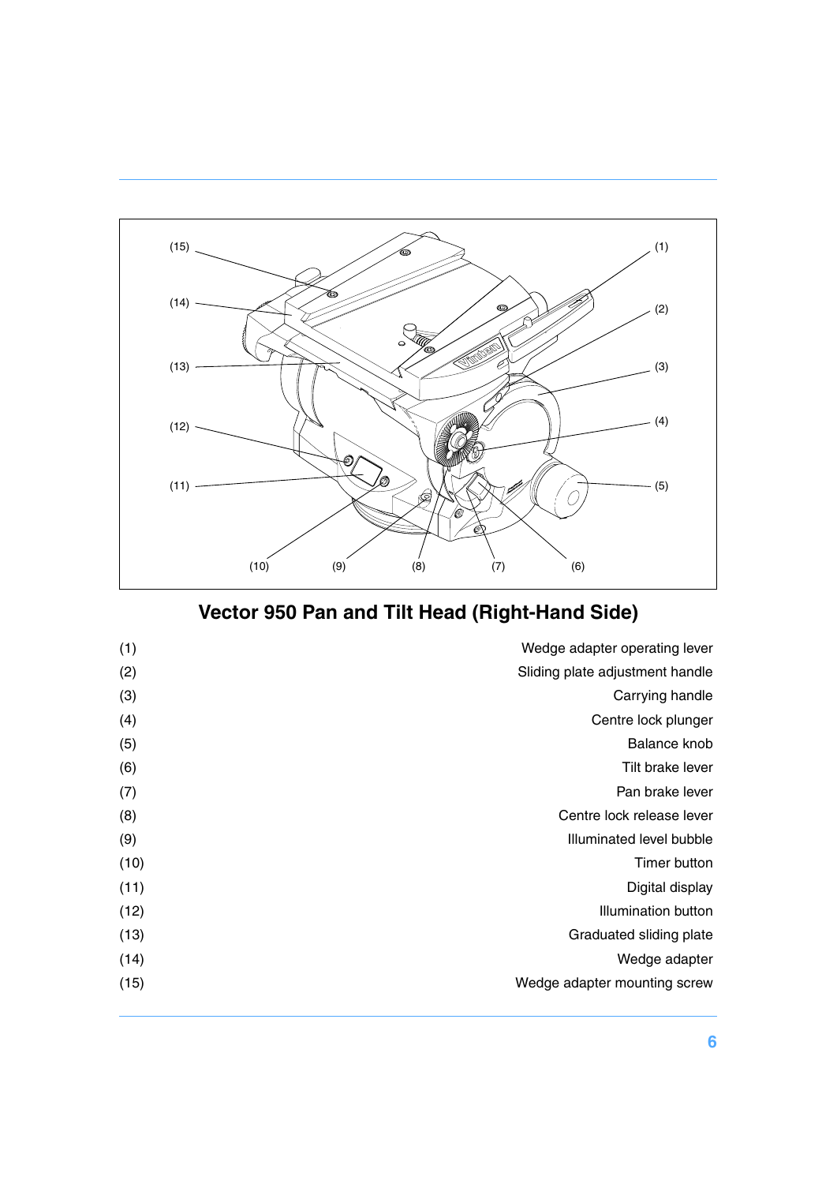## Vector 950 Pan and Tilt Head (Right-Hand Side)

| | |
|---|---|
| (1) | Wedge adapter operating lever |
| (2) | Sliding plate adjustment handle |
| (3) | Carrying handle |
| (4) | Centre lock plunger |
| (5) | Balance knob |
| (6) | Tilt brake lever |
| (7) | Pan brake lever |
| (8) | Centre lock release lever |
| (9) | Illuminated level bubble |
| (10) | Timer button |
| (11) | Digital display |
| (12) | Illumination button |
| (13) | Graduated sliding plate |
| (14) | Wedge adapter |
| (15) | Wedge adapter mounting screw |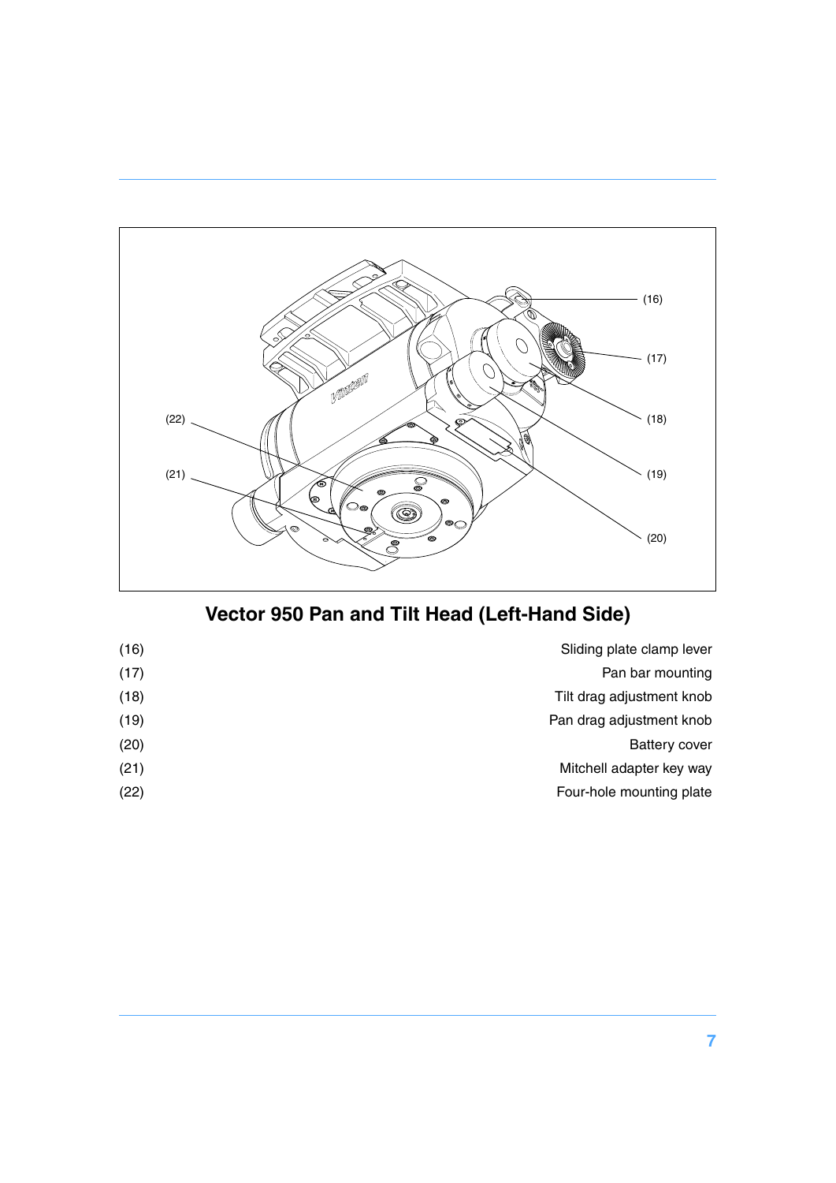## Vector 950 Pan and Tilt Head (Left-Hand Side)

| | |
|---|---|
| (16) | Sliding plate clamp lever |
| (17) | Pan bar mounting |
| (18) | Tilt drag adjustment knob |
| (19) | Pan drag adjustment knob |
| (20) | Battery cover |
| (21) | Mitchell adapter key way |
| (22) | Four-hole mounting plate |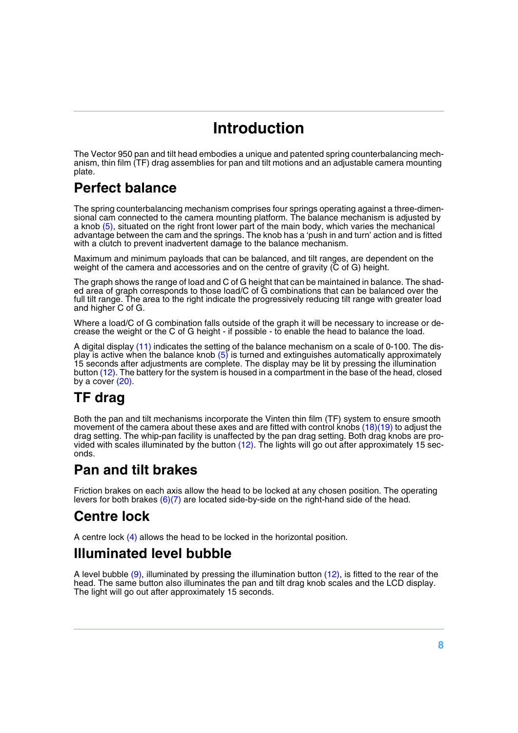# Introduction

The Vector 950 pan and tilt head embodies a unique and patented spring counterbalancing mechanism, thin film (TF) drag assemblies for pan and tilt motions and an adjustable camera mounting plate.

## Perfect balance

The spring counterbalancing mechanism comprises four springs operating against a three-dimensional cam connected to the camera mounting platform. The balance mechanism is adjusted by a knob (5), situated on the right front lower part of the main body, which varies the mechanical advantage between the cam and the springs. The knob has a ‘push in and turn’ action and is fitted with a clutch to prevent inadvertent damage to the balance mechanism.

Maximum and minimum payloads that can be balanced, and tilt ranges, are dependent on the weight of the camera and accessories and on the centre of gravity (C of G) height.

The graph shows the range of load and C of G height that can be maintained in balance. The shaded area of graph corresponds to those load/C of G combinations that can be balanced over the full tilt range. The area to the right indicate the progressively reducing tilt range with greater load and higher C of G.

Where a load/C of G combination falls outside of the graph it will be necessary to increase or decrease the weight or the C of G height - if possible - to enable the head to balance the load.

A digital display (11) indicates the setting of the balance mechanism on a scale of 0-100. The display is active when the balance knob (5) is turned and extinguishes automatically approximately 15 seconds after adjustments are complete. The display may be lit by pressing the illumination button (12). The battery for the system is housed in a compartment in the base of the head, closed by a cover (20).

## TF drag

Both the pan and tilt mechanisms incorporate the Vinten thin film (TF) system to ensure smooth movement of the camera about these axes and are fitted with control knobs (18)(19) to adjust the drag setting. The whip-pan facility is unaffected by the pan drag setting. Both drag knobs are provided with scales illuminated by the button (12). The lights will go out after approximately 15 seconds.

## Pan and tilt brakes

Friction brakes on each axis allow the head to be locked at any chosen position. The operating levers for both brakes (6)(7) are located side-by-side on the right-hand side of the head.

## Centre lock

A centre lock (4) allows the head to be locked in the horizontal position.

## Illuminated level bubble

A level bubble (9), illuminated by pressing the illumination button (12), is fitted to the rear of the head. The same button also illuminates the pan and tilt drag knob scales and the LCD display. The light will go out after approximately 15 seconds.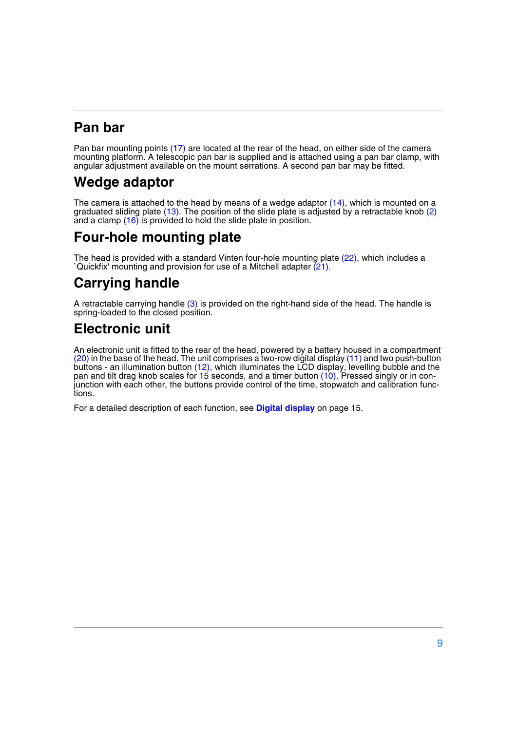## Pan bar

Pan bar mounting points (17) are located at the rear of the head, on either side of the camera mounting platform. A telescopic pan bar is supplied and is attached using a pan bar clamp, with angular adjustment available on the mount serrations. A second pan bar may be fitted.

## Wedge adaptor

The camera is attached to the head by means of a wedge adaptor (14), which is mounted on a graduated sliding plate (13). The position of the slide plate is adjusted by a retractable knob (2) and a clamp (16) is provided to hold the slide plate in position.

## Four-hole mounting plate

The head is provided with a standard Vinten four-hole mounting plate (22), which includes a `Quickfix' mounting and provision for use of a Mitchell adapter (21).

## Carrying handle

A retractable carrying handle (3) is provided on the right-hand side of the head. The handle is spring-loaded to the closed position.

## Electronic unit

An electronic unit is fitted to the rear of the head, powered by a battery housed in a compartment (20) in the base of the head. The unit comprises a two-row digital display (11) and two push-button buttons - an illumination button (12), which illuminates the LCD display, levelling bubble and the pan and tilt drag knob scales for 15 seconds, and a timer button (10). Pressed singly or in conjunction with each other, the buttons provide control of the time, stopwatch and calibration functions.

For a detailed description of each function, see **Digital display** on page 15.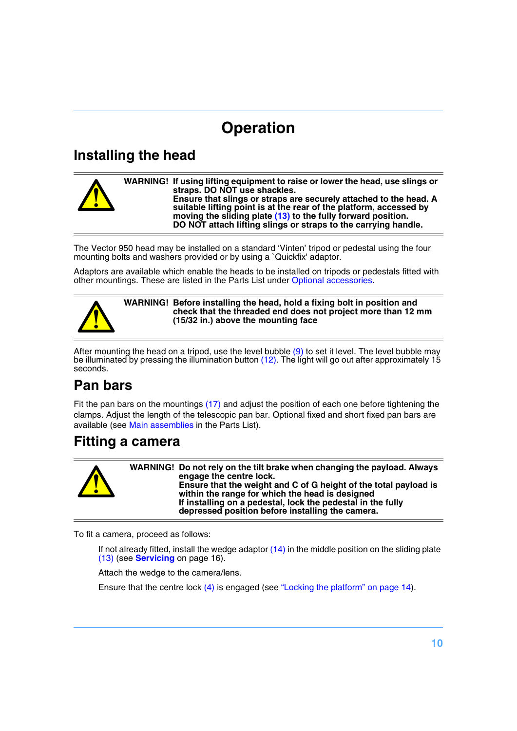# Operation

## Installing the head

**WARNING! If using lifting equipment to raise or lower the head, use slings or straps. DO NOT use shackles.**
**Ensure that slings or straps are securely attached to the head. A suitable lifting point is at the rear of the platform, accessed by moving the sliding plate (13) to the fully forward position.**
**DO NOT attach lifting slings or straps to the carrying handle.**

The Vector 950 head may be installed on a standard 'Vinten' tripod or pedestal using the four mounting bolts and washers provided or by using a `Quickfix' adaptor.

Adaptors are available which enable the heads to be installed on tripods or pedestals fitted with other mountings. These are listed in the Parts List under Optional accessories.

**WARNING! Before installing the head, hold a fixing bolt in position and check that the threaded end does not project more than 12 mm (15/32 in.) above the mounting face**

After mounting the head on a tripod, use the level bubble (9) to set it level. The level bubble may be illuminated by pressing the illumination button (12). The light will go out after approximately 15 seconds.

## Pan bars

Fit the pan bars on the mountings (17) and adjust the position of each one before tightening the clamps. Adjust the length of the telescopic pan bar. Optional fixed and short fixed pan bars are available (see Main assemblies in the Parts List).

## Fitting a camera

**WARNING! Do not rely on the tilt brake when changing the payload. Always engage the centre lock.**
**Ensure that the weight and C of G height of the total payload is within the range for which the head is designed**
**If installing on a pedestal, lock the pedestal in the fully depressed position before installing the camera.**

To fit a camera, proceed as follows:

If not already fitted, install the wedge adaptor (14) in the middle position on the sliding plate (13) (see **Servicing** on page 16).

Attach the wedge to the camera/lens.

Ensure that the centre lock (4) is engaged (see "Locking the platform" on page 14).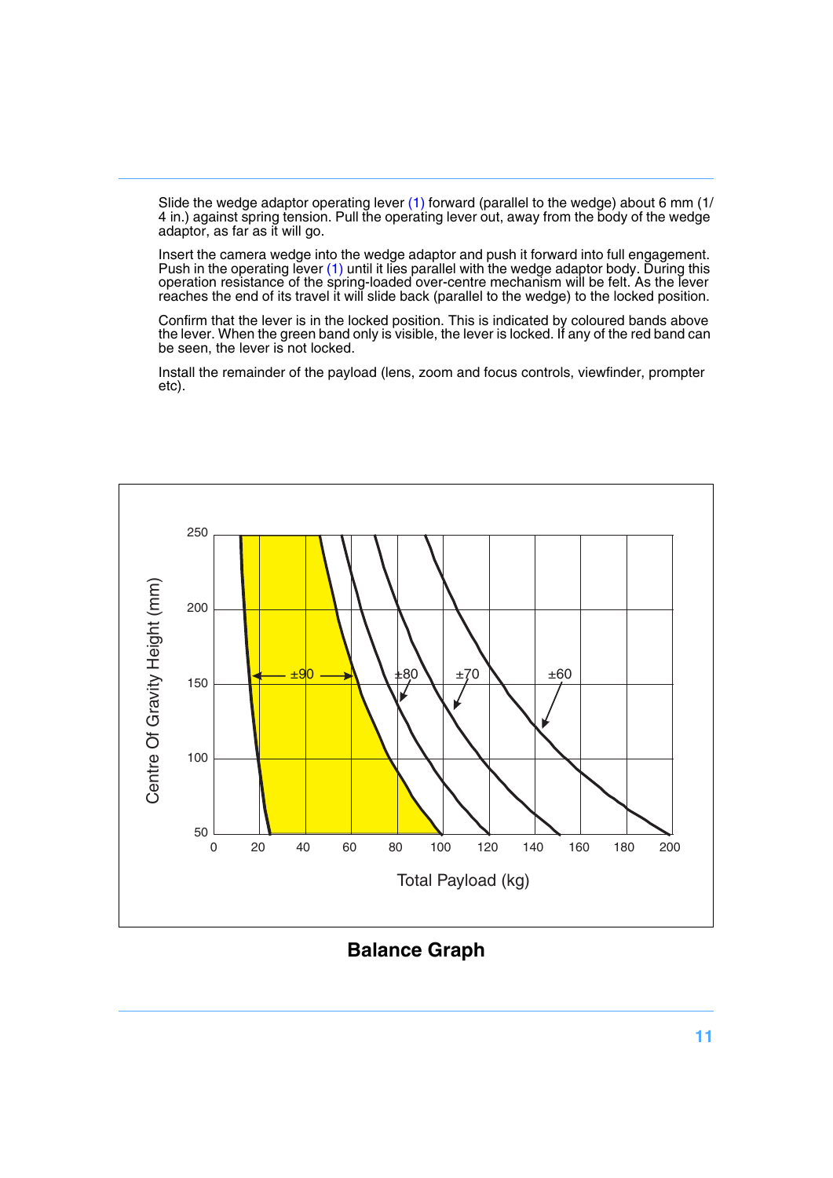Slide the wedge adaptor operating lever (1) forward (parallel to the wedge) about 6 mm (1/4 in.) against spring tension. Pull the operating lever out, away from the body of the wedge adaptor, as far as it will go.

Insert the camera wedge into the wedge adaptor and push it forward into full engagement. Push in the operating lever (1) until it lies parallel with the wedge adaptor body. During this operation resistance of the spring-loaded over-centre mechanism will be felt. As the lever reaches the end of its travel it will slide back (parallel to the wedge) to the locked position.

Confirm that the lever is in the locked position. This is indicated by coloured bands above the lever. When the green band only is visible, the lever is locked. If any of the red band can be seen, the lever is not locked.

Install the remainder of the payload (lens, zoom and focus controls, viewfinder, prompter etc).

**Balance Graph**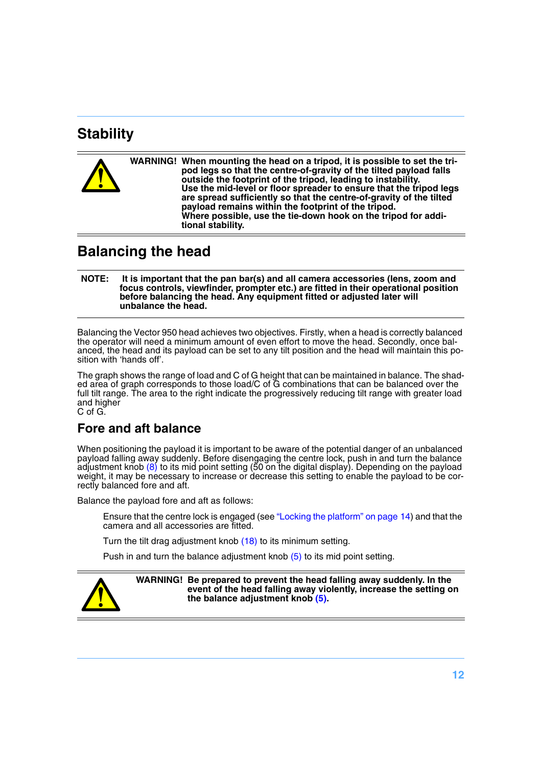## Stability

**WARNING! When mounting the head on a tripod, it is possible to set the tripod legs so that the centre-of-gravity of the tilted payload falls outside the footprint of the tripod, leading to instability. Use the mid-level or floor spreader to ensure that the tripod legs are spread sufficiently so that the centre-of-gravity of the tilted payload remains within the footprint of the tripod. Where possible, use the tie-down hook on the tripod for additional stability.**

## Balancing the head

**NOTE: It is important that the pan bar(s) and all camera accessories (lens, zoom and focus controls, viewfinder, prompter etc.) are fitted in their operational position before balancing the head. Any equipment fitted or adjusted later will unbalance the head.**

Balancing the Vector 950 head achieves two objectives. Firstly, when a head is correctly balanced the operator will need a minimum amount of even effort to move the head. Secondly, once balanced, the head and its payload can be set to any tilt position and the head will maintain this position with 'hands off'.

The graph shows the range of load and C of G height that can be maintained in balance. The shaded area of graph corresponds to those load/C of G combinations that can be balanced over the full tilt range. The area to the right indicate the progressively reducing tilt range with greater load and higher
C of G.

### Fore and aft balance

When positioning the payload it is important to be aware of the potential danger of an unbalanced payload falling away suddenly. Before disengaging the centre lock, push in and turn the balance adjustment knob (8) to its mid point setting (50 on the digital display). Depending on the payload weight, it may be necessary to increase or decrease this setting to enable the payload to be correctly balanced fore and aft.

Balance the payload fore and aft as follows:

Ensure that the centre lock is engaged (see "Locking the platform" on page 14) and that the camera and all accessories are fitted.

Turn the tilt drag adjustment knob (18) to its minimum setting.

Push in and turn the balance adjustment knob (5) to its mid point setting.

**WARNING! Be prepared to prevent the head falling away suddenly. In the event of the head falling away violently, increase the setting on the balance adjustment knob (5).**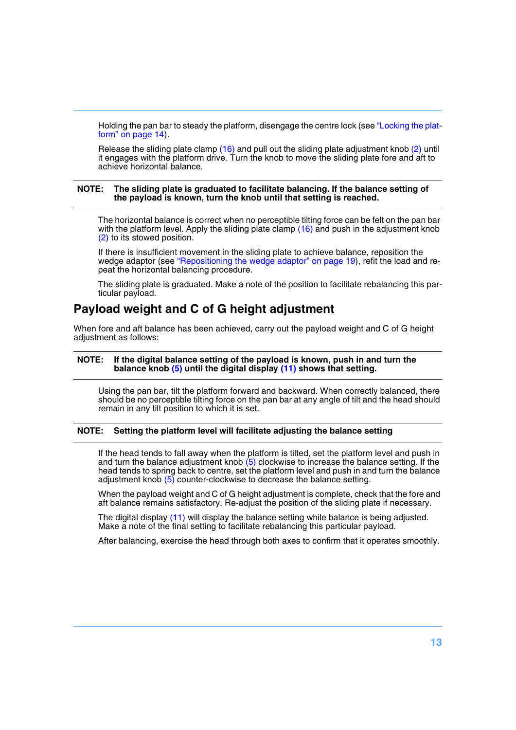Holding the pan bar to steady the platform, disengage the centre lock (see "Locking the platform" on page 14).

Release the sliding plate clamp (16) and pull out the sliding plate adjustment knob (2) until it engages with the platform drive. Turn the knob to move the sliding plate fore and aft to achieve horizontal balance.

**NOTE: The sliding plate is graduated to facilitate balancing. If the balance setting of the payload is known, turn the knob until that setting is reached.**

The horizontal balance is correct when no perceptible tilting force can be felt on the pan bar with the platform level. Apply the sliding plate clamp (16) and push in the adjustment knob (2) to its stowed position.

If there is insufficient movement in the sliding plate to achieve balance, reposition the wedge adaptor (see "Repositioning the wedge adaptor" on page 19), refit the load and repeat the horizontal balancing procedure.

The sliding plate is graduated. Make a note of the position to facilitate rebalancing this particular payload.

## Payload weight and C of G height adjustment

When fore and aft balance has been achieved, carry out the payload weight and C of G height adjustment as follows:

**NOTE: If the digital balance setting of the payload is known, push in and turn the balance knob (5) until the digital display (11) shows that setting.**

Using the pan bar, tilt the platform forward and backward. When correctly balanced, there should be no perceptible tilting force on the pan bar at any angle of tilt and the head should remain in any tilt position to which it is set.

**NOTE: Setting the platform level will facilitate adjusting the balance setting**

If the head tends to fall away when the platform is tilted, set the platform level and push in and turn the balance adjustment knob (5) clockwise to increase the balance setting. If the head tends to spring back to centre, set the platform level and push in and turn the balance adjustment knob (5) counter-clockwise to decrease the balance setting.

When the payload weight and C of G height adjustment is complete, check that the fore and aft balance remains satisfactory. Re-adjust the position of the sliding plate if necessary.

The digital display (11) will display the balance setting while balance is being adjusted. Make a note of the final setting to facilitate rebalancing this particular payload.

After balancing, exercise the head through both axes to confirm that it operates smoothly.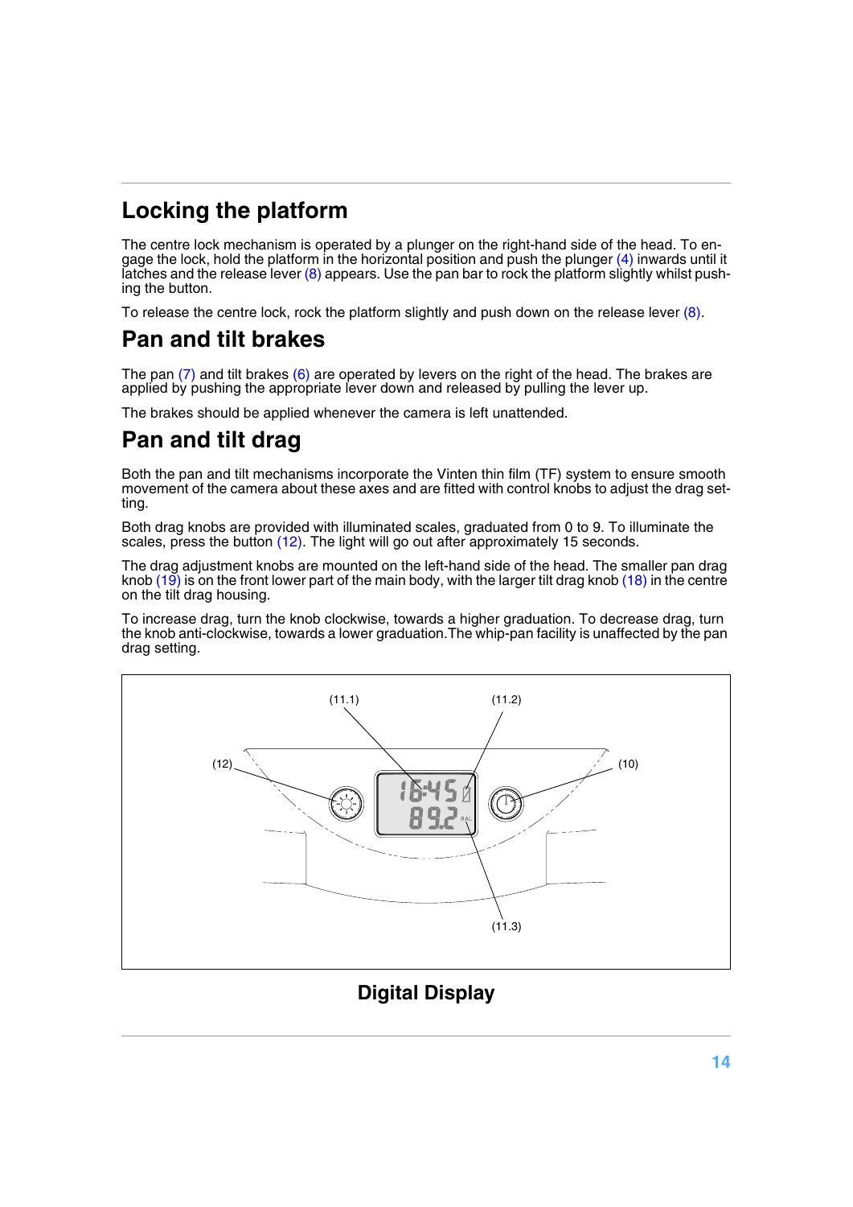## Locking the platform

The centre lock mechanism is operated by a plunger on the right-hand side of the head. To engage the lock, hold the platform in the horizontal position and push the plunger (4) inwards until it latches and the release lever (8) appears. Use the pan bar to rock the platform slightly whilst pushing the button.

To release the centre lock, rock the platform slightly and push down on the release lever (8).

## Pan and tilt brakes

The pan (7) and tilt brakes (6) are operated by levers on the right of the head. The brakes are applied by pushing the appropriate lever down and released by pulling the lever up.

The brakes should be applied whenever the camera is left unattended.

## Pan and tilt drag

Both the pan and tilt mechanisms incorporate the Vinten thin film (TF) system to ensure smooth movement of the camera about these axes and are fitted with control knobs to adjust the drag setting.

Both drag knobs are provided with illuminated scales, graduated from 0 to 9. To illuminate the scales, press the button (12). The light will go out after approximately 15 seconds.

The drag adjustment knobs are mounted on the left-hand side of the head. The smaller pan drag knob (19) is on the front lower part of the main body, with the larger tilt drag knob (18) in the centre on the tilt drag housing.

To increase drag, turn the knob clockwise, towards a higher graduation. To decrease drag, turn the knob anti-clockwise, towards a lower graduation.The whip-pan facility is unaffected by the pan drag setting.

(11.1) (11.2) (12) (10) (11.3)

**Digital Display**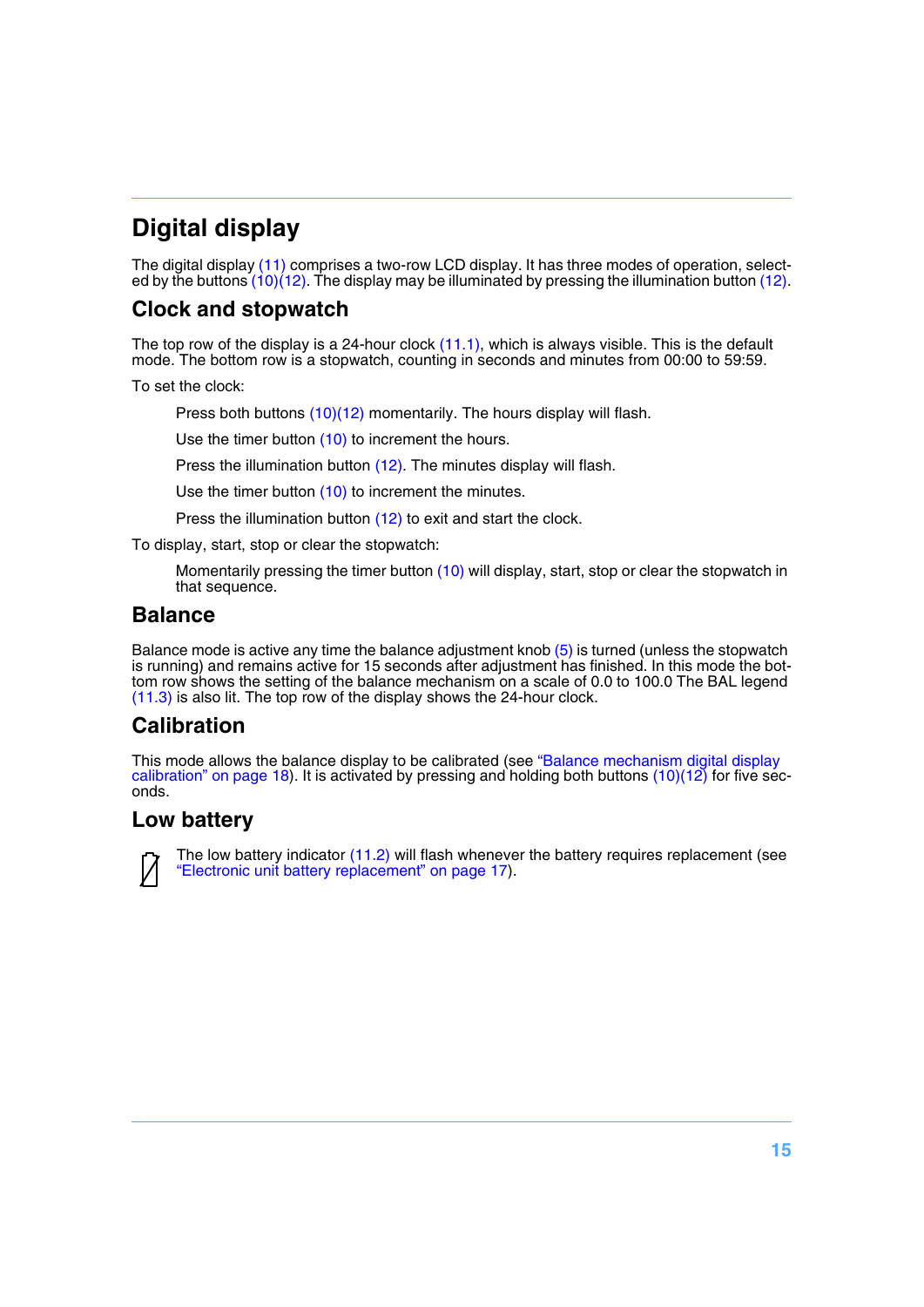# Digital display

The digital display (11) comprises a two-row LCD display. It has three modes of operation, selected by the buttons (10)(12). The display may be illuminated by pressing the illumination button (12).

## Clock and stopwatch

The top row of the display is a 24-hour clock (11.1), which is always visible. This is the default mode. The bottom row is a stopwatch, counting in seconds and minutes from 00:00 to 59:59.

To set the clock:

> Press both buttons (10)(12) momentarily. The hours display will flash.
>
> Use the timer button (10) to increment the hours.
>
> Press the illumination button (12). The minutes display will flash.
>
> Use the timer button (10) to increment the minutes.
>
> Press the illumination button (12) to exit and start the clock.

To display, start, stop or clear the stopwatch:

> Momentarily pressing the timer button (10) will display, start, stop or clear the stopwatch in that sequence.

## Balance

Balance mode is active any time the balance adjustment knob (5) is turned (unless the stopwatch is running) and remains active for 15 seconds after adjustment has finished. In this mode the bottom row shows the setting of the balance mechanism on a scale of 0.0 to 100.0 The BAL legend (11.3) is also lit. The top row of the display shows the 24-hour clock.

## Calibration

This mode allows the balance display to be calibrated (see “Balance mechanism digital display calibration” on page 18). It is activated by pressing and holding both buttons (10)(12) for five seconds.

## Low battery

The low battery indicator (11.2) will flash whenever the battery requires replacement (see “Electronic unit battery replacement” on page 17).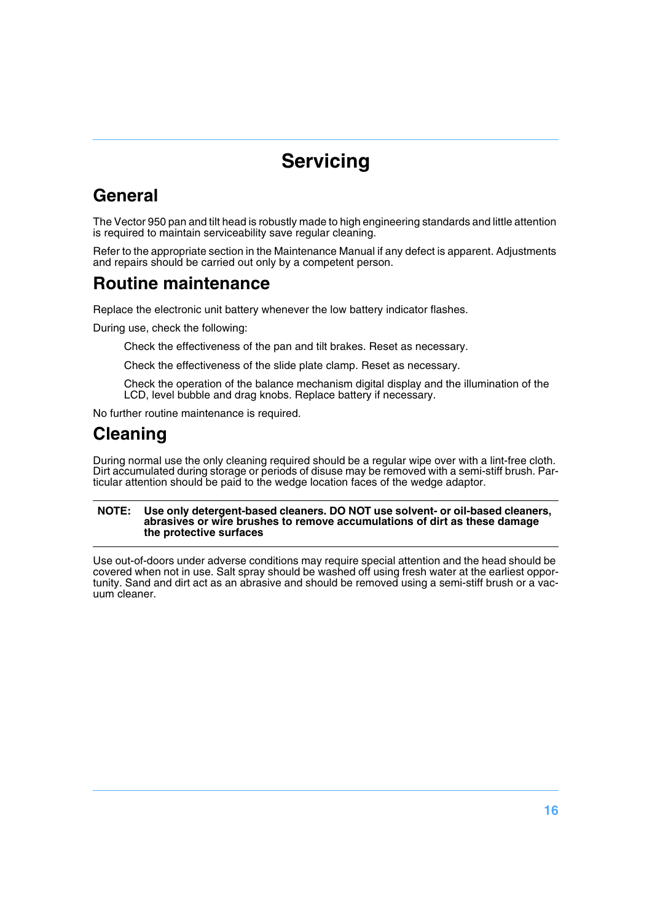# Servicing

## General

The Vector 950 pan and tilt head is robustly made to high engineering standards and little attention is required to maintain serviceability save regular cleaning.

Refer to the appropriate section in the Maintenance Manual if any defect is apparent. Adjustments and repairs should be carried out only by a competent person.

## Routine maintenance

Replace the electronic unit battery whenever the low battery indicator flashes.

During use, check the following:

Check the effectiveness of the pan and tilt brakes. Reset as necessary.

Check the effectiveness of the slide plate clamp. Reset as necessary.

Check the operation of the balance mechanism digital display and the illumination of the LCD, level bubble and drag knobs. Replace battery if necessary.

No further routine maintenance is required.

## Cleaning

During normal use the only cleaning required should be a regular wipe over with a lint-free cloth. Dirt accumulated during storage or periods of disuse may be removed with a semi-stiff brush. Particular attention should be paid to the wedge location faces of the wedge adaptor.

**NOTE: Use only detergent-based cleaners. DO NOT use solvent- or oil-based cleaners, abrasives or wire brushes to remove accumulations of dirt as these damage the protective surfaces**

Use out-of-doors under adverse conditions may require special attention and the head should be covered when not in use. Salt spray should be washed off using fresh water at the earliest opportunity. Sand and dirt act as an abrasive and should be removed using a semi-stiff brush or a vacuum cleaner.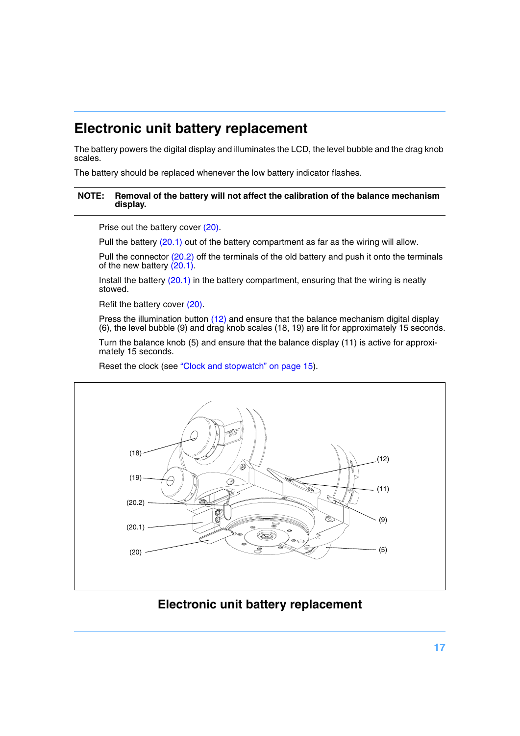## Electronic unit battery replacement

The battery powers the digital display and illuminates the LCD, the level bubble and the drag knob scales.

The battery should be replaced whenever the low battery indicator flashes.

**NOTE: Removal of the battery will not affect the calibration of the balance mechanism display.**

Prise out the battery cover (20).

Pull the battery (20.1) out of the battery compartment as far as the wiring will allow.

Pull the connector (20.2) off the terminals of the old battery and push it onto the terminals of the new battery (20.1).

Install the battery (20.1) in the battery compartment, ensuring that the wiring is neatly stowed.

Refit the battery cover (20).

Press the illumination button (12) and ensure that the balance mechanism digital display (6), the level bubble (9) and drag knob scales (18, 19) are lit for approximately 15 seconds.

Turn the balance knob (5) and ensure that the balance display (11) is active for approximately 15 seconds.

Reset the clock (see "Clock and stopwatch" on page 15).

(18) (19) (20.2) (20.1) (20) (12) (11) (9) (5)

**Electronic unit battery replacement**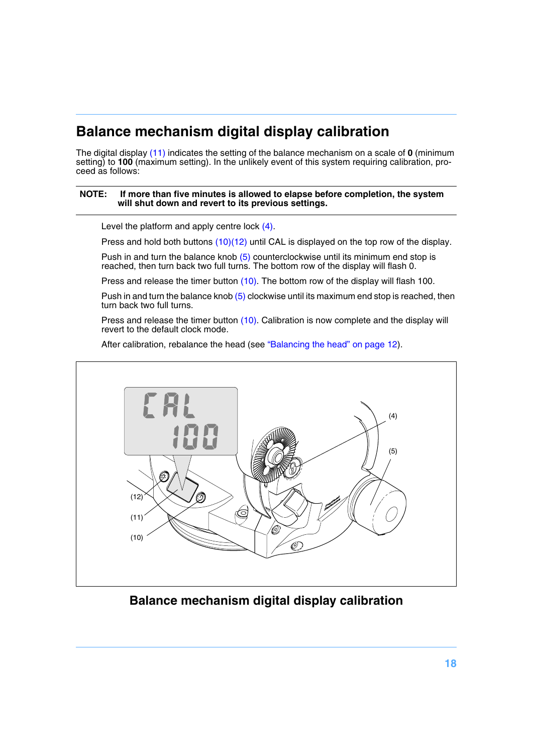## Balance mechanism digital display calibration

The digital display (11) indicates the setting of the balance mechanism on a scale of **0** (minimum setting) to **100** (maximum setting). In the unlikely event of this system requiring calibration, proceed as follows:

**NOTE: If more than five minutes is allowed to elapse before completion, the system will shut down and revert to its previous settings.**

Level the platform and apply centre lock (4).

Press and hold both buttons (10)(12) until CAL is displayed on the top row of the display.

Push in and turn the balance knob (5) counterclockwise until its minimum end stop is reached, then turn back two full turns. The bottom row of the display will flash 0.

Press and release the timer button (10). The bottom row of the display will flash 100.

Push in and turn the balance knob (5) clockwise until its maximum end stop is reached, then turn back two full turns.

Press and release the timer button (10). Calibration is now complete and the display will revert to the default clock mode.

After calibration, rebalance the head (see "Balancing the head" on page 12).

**Balance mechanism digital display calibration**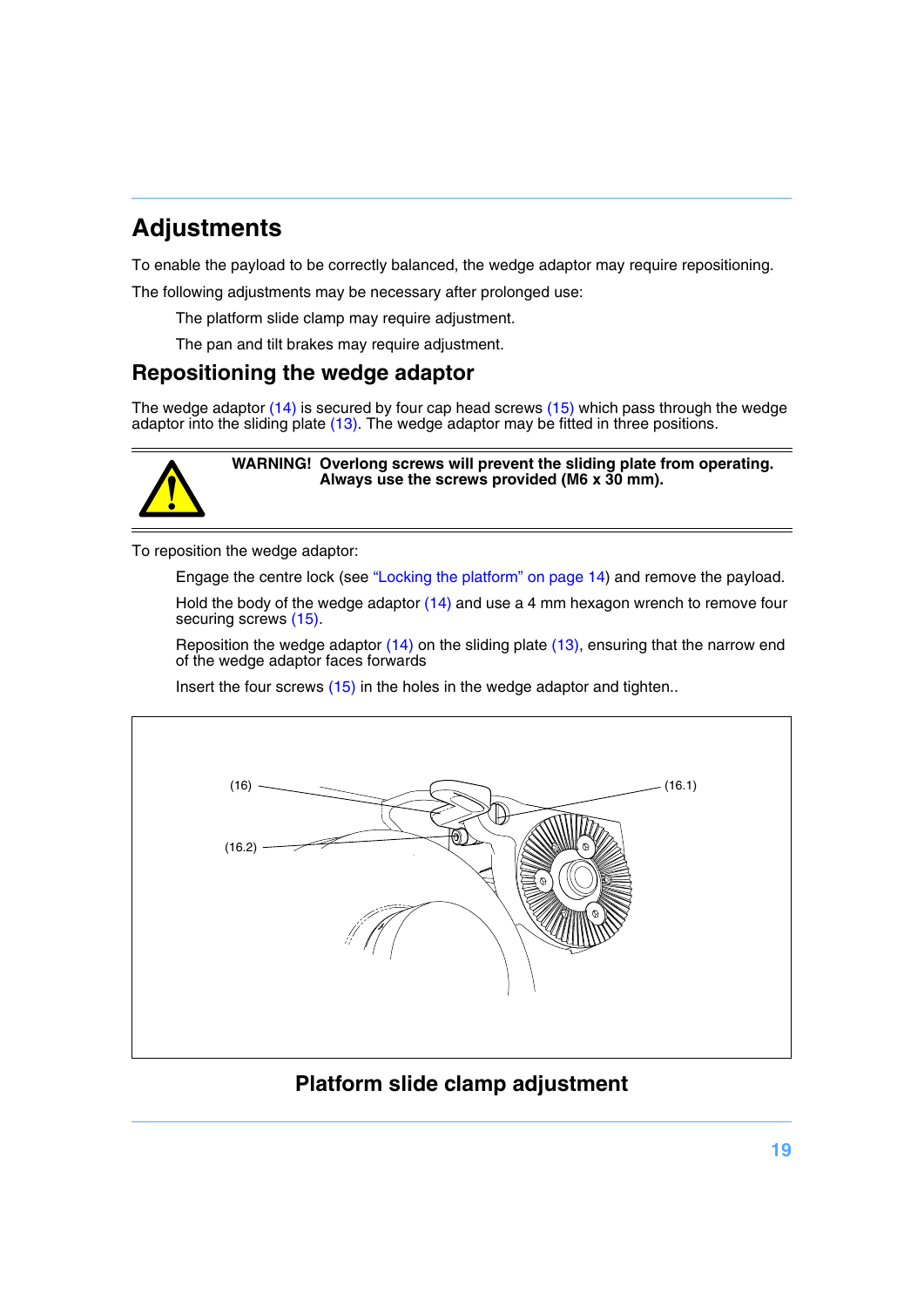# Adjustments

To enable the payload to be correctly balanced, the wedge adaptor may require repositioning.

The following adjustments may be necessary after prolonged use:

The platform slide clamp may require adjustment.

The pan and tilt brakes may require adjustment.

## Repositioning the wedge adaptor

The wedge adaptor (14) is secured by four cap head screws (15) which pass through the wedge adaptor into the sliding plate (13). The wedge adaptor may be fitted in three positions.

**WARNING! Overlong screws will prevent the sliding plate from operating. Always use the screws provided (M6 x 30 mm).**

To reposition the wedge adaptor:

Engage the centre lock (see "Locking the platform" on page 14) and remove the payload.

Hold the body of the wedge adaptor (14) and use a 4 mm hexagon wrench to remove four securing screws (15).

Reposition the wedge adaptor (14) on the sliding plate (13), ensuring that the narrow end of the wedge adaptor faces forwards

Insert the four screws (15) in the holes in the wedge adaptor and tighten..

(16) (16.1) (16.2)

**Platform slide clamp adjustment**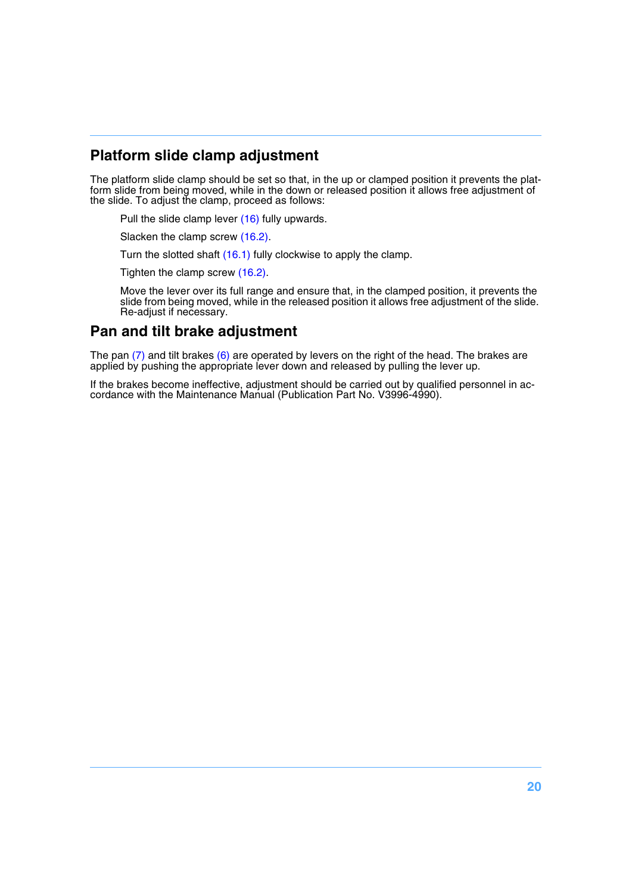## Platform slide clamp adjustment

The platform slide clamp should be set so that, in the up or clamped position it prevents the platform slide from being moved, while in the down or released position it allows free adjustment of the slide. To adjust the clamp, proceed as follows:

Pull the slide clamp lever (16) fully upwards.

Slacken the clamp screw (16.2).

Turn the slotted shaft (16.1) fully clockwise to apply the clamp.

Tighten the clamp screw (16.2).

Move the lever over its full range and ensure that, in the clamped position, it prevents the slide from being moved, while in the released position it allows free adjustment of the slide. Re-adjust if necessary.

## Pan and tilt brake adjustment

The pan (7) and tilt brakes (6) are operated by levers on the right of the head. The brakes are applied by pushing the appropriate lever down and released by pulling the lever up.

If the brakes become ineffective, adjustment should be carried out by qualified personnel in accordance with the Maintenance Manual (Publication Part No. V3996-4990).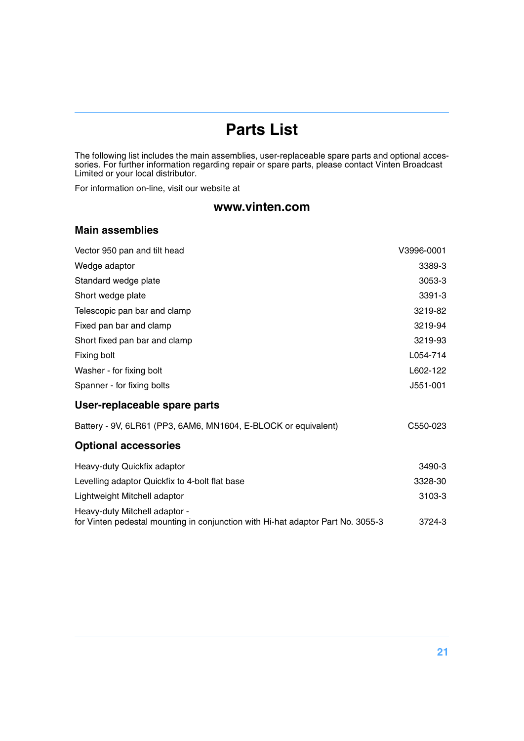# Parts List

The following list includes the main assemblies, user-replaceable spare parts and optional accessories. For further information regarding repair or spare parts, please contact Vinten Broadcast Limited or your local distributor.

For information on-line, visit our website at

**www.vinten.com**

## Main assemblies

| | |
|---|---|
| Vector 950 pan and tilt head | V3996-0001 |
| Wedge adaptor | 3389-3 |
| Standard wedge plate | 3053-3 |
| Short wedge plate | 3391-3 |
| Telescopic pan bar and clamp | 3219-82 |
| Fixed pan bar and clamp | 3219-94 |
| Short fixed pan bar and clamp | 3219-93 |
| Fixing bolt | L054-714 |
| Washer - for fixing bolt | L602-122 |
| Spanner - for fixing bolts | J551-001 |

## User-replaceable spare parts

| | |
|---|---|
| Battery - 9V, 6LR61 (PP3, 6AM6, MN1604, E-BLOCK or equivalent) | C550-023 |

## Optional accessories

| | |
|---|---|
| Heavy-duty Quickfix adaptor | 3490-3 |
| Levelling adaptor Quickfix to 4-bolt flat base | 3328-30 |
| Lightweight Mitchell adaptor | 3103-3 |
| Heavy-duty Mitchell adaptor - for Vinten pedestal mounting in conjunction with Hi-hat adaptor Part No. 3055-3 | 3724-3 |